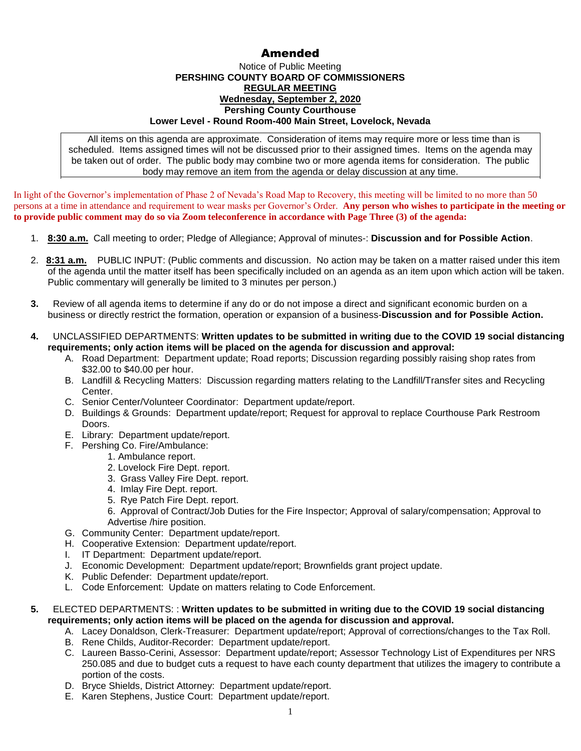# Amended

Notice of Public Meeting
**PERSHING COUNTY BOARD OF COMMISSIONERS**
**REGULAR MEETING**
**Wednesday, September 2, 2020**
**Pershing County Courthouse**
**Lower Level - Round Room-400 Main Street, Lovelock, Nevada**

All items on this agenda are approximate. Consideration of items may require more or less time than is scheduled. Items assigned times will not be discussed prior to their assigned times. Items on the agenda may be taken out of order. The public body may combine two or more agenda items for consideration. The public body may remove an item from the agenda or delay discussion at any time.

In light of the Governor's implementation of Phase 2 of Nevada's Road Map to Recovery, this meeting will be limited to no more than 50 persons at a time in attendance and requirement to wear masks per Governor's Order. **Any person who wishes to participate in the meeting or to provide public comment may do so via Zoom teleconference in accordance with Page Three (3) of the agenda:**

1. **8:30 a.m.** Call meeting to order; Pledge of Allegiance; Approval of minutes-: **Discussion and for Possible Action**.

2. **8:31 a.m.** PUBLIC INPUT: (Public comments and discussion. No action may be taken on a matter raised under this item of the agenda until the matter itself has been specifically included on an agenda as an item upon which action will be taken. Public commentary will generally be limited to 3 minutes per person.)

3. Review of all agenda items to determine if any do or do not impose a direct and significant economic burden on a business or directly restrict the formation, operation or expansion of a business-**Discussion and for Possible Action.**

4. UNCLASSIFIED DEPARTMENTS: **Written updates to be submitted in writing due to the COVID 19 social distancing requirements; only action items will be placed on the agenda for discussion and approval:**
   A. Road Department: Department update; Road reports; Discussion regarding possibly raising shop rates from $32.00 to $40.00 per hour.
   B. Landfill & Recycling Matters: Discussion regarding matters relating to the Landfill/Transfer sites and Recycling Center.
   C. Senior Center/Volunteer Coordinator: Department update/report.
   D. Buildings & Grounds: Department update/report; Request for approval to replace Courthouse Park Restroom Doors.
   E. Library: Department update/report.
   F. Pershing Co. Fire/Ambulance:
      1. Ambulance report.
      2. Lovelock Fire Dept. report.
      3. Grass Valley Fire Dept. report.
      4. Imlay Fire Dept. report.
      5. Rye Patch Fire Dept. report.
      6. Approval of Contract/Job Duties for the Fire Inspector; Approval of salary/compensation; Approval to Advertise /hire position.
   G. Community Center: Department update/report.
   H. Cooperative Extension: Department update/report.
   I. IT Department: Department update/report.
   J. Economic Development: Department update/report; Brownfields grant project update.
   K. Public Defender: Department update/report.
   L. Code Enforcement: Update on matters relating to Code Enforcement.

5. ELECTED DEPARTMENTS: : **Written updates to be submitted in writing due to the COVID 19 social distancing requirements; only action items will be placed on the agenda for discussion and approval.**
   A. Lacey Donaldson, Clerk-Treasurer: Department update/report; Approval of corrections/changes to the Tax Roll.
   B. Rene Childs, Auditor-Recorder: Department update/report.
   C. Laureen Basso-Cerini, Assessor: Department update/report; Assessor Technology List of Expenditures per NRS 250.085 and due to budget cuts a request to have each county department that utilizes the imagery to contribute a portion of the costs.
   D. Bryce Shields, District Attorney: Department update/report.
   E. Karen Stephens, Justice Court: Department update/report.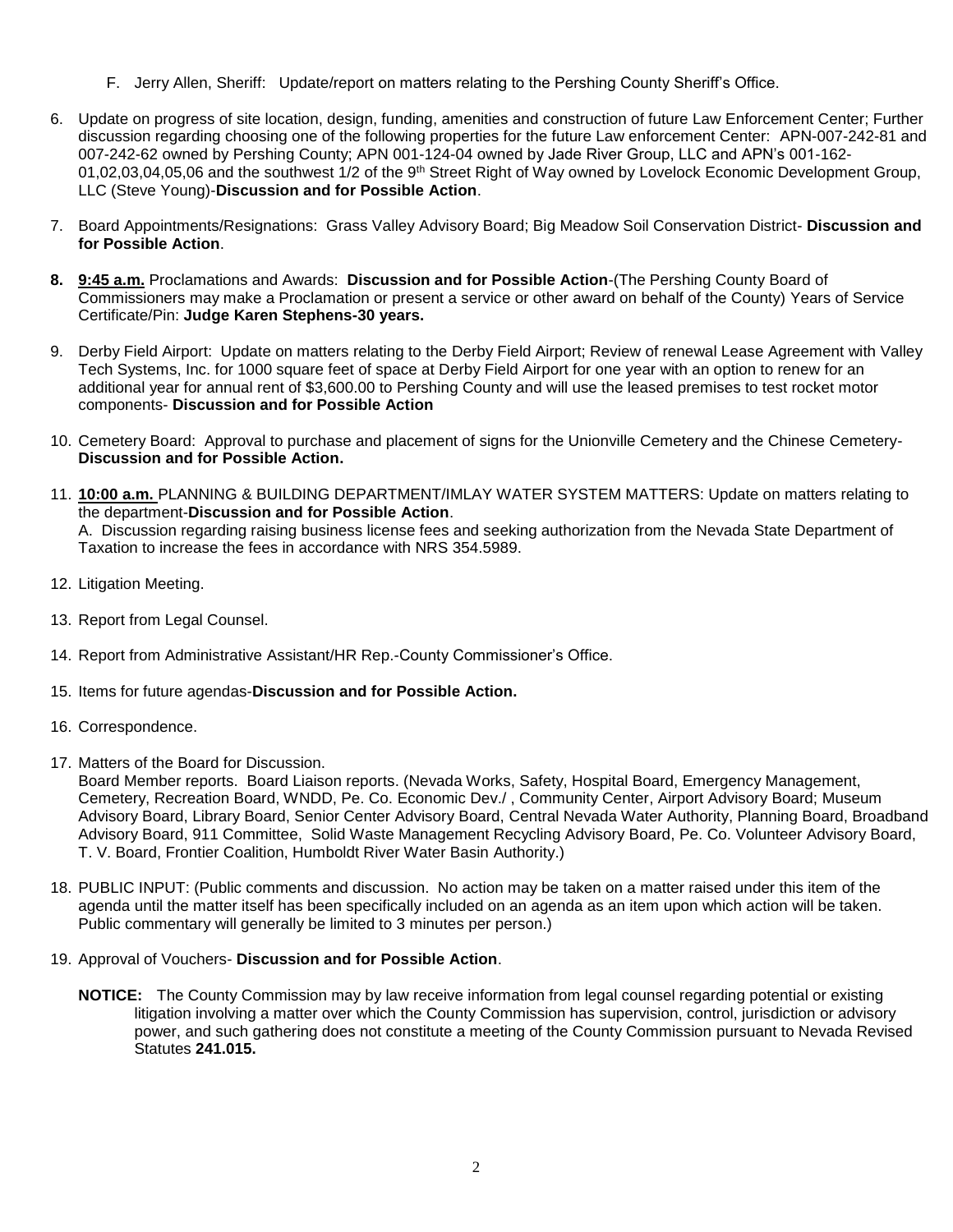F. Jerry Allen, Sheriff: Update/report on matters relating to the Pershing County Sheriff's Office.

6. Update on progress of site location, design, funding, amenities and construction of future Law Enforcement Center; Further discussion regarding choosing one of the following properties for the future Law enforcement Center: APN-007-242-81 and 007-242-62 owned by Pershing County; APN 001-124-04 owned by Jade River Group, LLC and APN's 001-162-01,02,03,04,05,06 and the southwest 1/2 of the 9th Street Right of Way owned by Lovelock Economic Development Group, LLC (Steve Young)-**Discussion and for Possible Action**.

7. Board Appointments/Resignations: Grass Valley Advisory Board; Big Meadow Soil Conservation District- **Discussion and for Possible Action**.

8. **9:45 a.m.** Proclamations and Awards: **Discussion and for Possible Action**-(The Pershing County Board of Commissioners may make a Proclamation or present a service or other award on behalf of the County) Years of Service Certificate/Pin: **Judge Karen Stephens-30 years.**

9. Derby Field Airport: Update on matters relating to the Derby Field Airport; Review of renewal Lease Agreement with Valley Tech Systems, Inc. for 1000 square feet of space at Derby Field Airport for one year with an option to renew for an additional year for annual rent of $3,600.00 to Pershing County and will use the leased premises to test rocket motor components- **Discussion and for Possible Action**

10. Cemetery Board: Approval to purchase and placement of signs for the Unionville Cemetery and the Chinese Cemetery- **Discussion and for Possible Action.**

11. **10:00 a.m.** PLANNING & BUILDING DEPARTMENT/IMLAY WATER SYSTEM MATTERS: Update on matters relating to the department-**Discussion and for Possible Action**.
    A. Discussion regarding raising business license fees and seeking authorization from the Nevada State Department of Taxation to increase the fees in accordance with NRS 354.5989.

12. Litigation Meeting.

13. Report from Legal Counsel.

14. Report from Administrative Assistant/HR Rep.-County Commissioner's Office.

15. Items for future agendas-**Discussion and for Possible Action.**

16. Correspondence.

17. Matters of the Board for Discussion.
    Board Member reports. Board Liaison reports. (Nevada Works, Safety, Hospital Board, Emergency Management, Cemetery, Recreation Board, WNDD, Pe. Co. Economic Dev./ , Community Center, Airport Advisory Board; Museum Advisory Board, Library Board, Senior Center Advisory Board, Central Nevada Water Authority, Planning Board, Broadband Advisory Board, 911 Committee, Solid Waste Management Recycling Advisory Board, Pe. Co. Volunteer Advisory Board, T. V. Board, Frontier Coalition, Humboldt River Water Basin Authority.)

18. PUBLIC INPUT: (Public comments and discussion. No action may be taken on a matter raised under this item of the agenda until the matter itself has been specifically included on an agenda as an item upon which action will be taken. Public commentary will generally be limited to 3 minutes per person.)

19. Approval of Vouchers- **Discussion and for Possible Action**.

**NOTICE:** The County Commission may by law receive information from legal counsel regarding potential or existing litigation involving a matter over which the County Commission has supervision, control, jurisdiction or advisory power, and such gathering does not constitute a meeting of the County Commission pursuant to Nevada Revised Statutes **241.015.**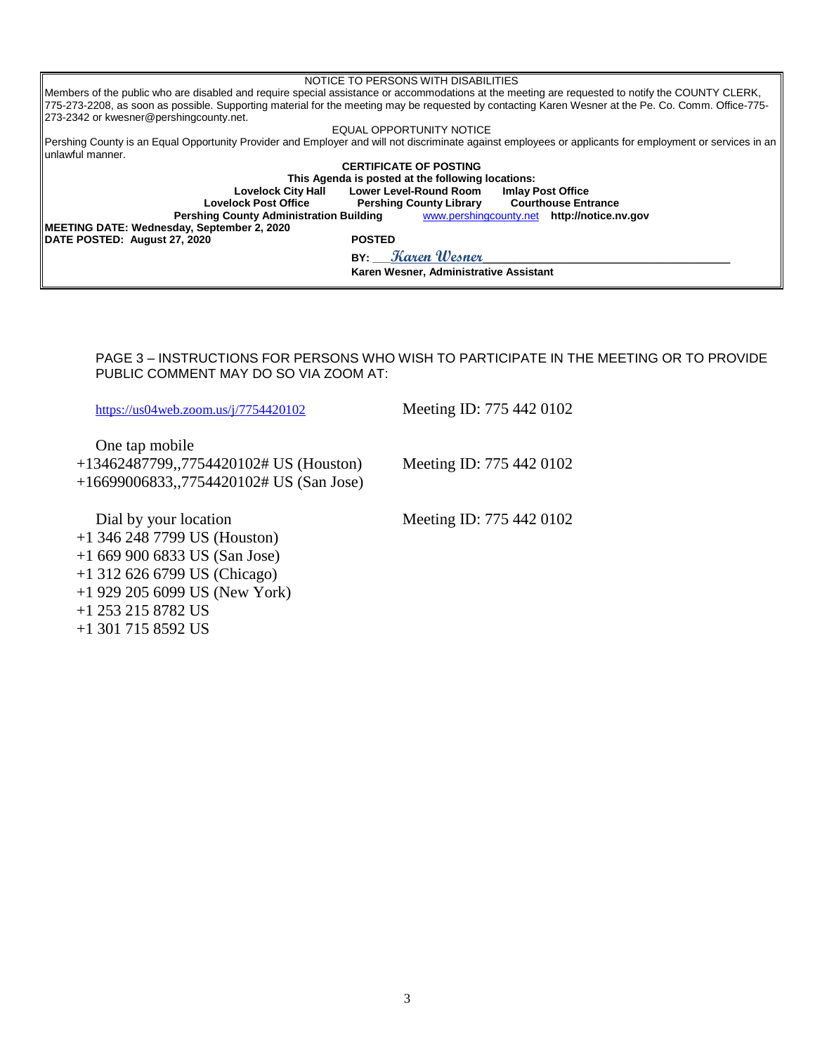NOTICE TO PERSONS WITH DISABILITIES

Members of the public who are disabled and require special assistance or accommodations at the meeting are requested to notify the COUNTY CLERK, 775-273-2208, as soon as possible. Supporting material for the meeting may be requested by contacting Karen Wesner at the Pe. Co. Comm. Office-775-273-2342 or kwesner@pershingcounty.net.

EQUAL OPPORTUNITY NOTICE

Pershing County is an Equal Opportunity Provider and Employer and will not discriminate against employees or applicants for employment or services in an unlawful manner.

**CERTIFICATE OF POSTING**

**This Agenda is posted at the following locations:**

**Lovelock City Hall** **Lower Level-Round Room** **Imlay Post Office**
**Lovelock Post Office** **Pershing County Library** **Courthouse Entrance**
**Pershing County Administration Building** www.pershingcounty.net **http://notice.nv.gov**

**MEETING DATE: Wednesday, September 2, 2020**
**DATE POSTED: August 27, 2020** **POSTED**

**BY:** *Karen Wesner*
**Karen Wesner, Administrative Assistant**

PAGE 3 – INSTRUCTIONS FOR PERSONS WHO WISH TO PARTICIPATE IN THE MEETING OR TO PROVIDE PUBLIC COMMENT MAY DO SO VIA ZOOM AT:

https://us04web.zoom.us/j/7754420102 Meeting ID: 775 442 0102

One tap mobile
+13462487799,,7754420102# US (Houston) Meeting ID: 775 442 0102
+16699006833,,7754420102# US (San Jose)

Dial by your location Meeting ID: 775 442 0102
+1 346 248 7799 US (Houston)
+1 669 900 6833 US (San Jose)
+1 312 626 6799 US (Chicago)
+1 929 205 6099 US (New York)
+1 253 215 8782 US
+1 301 715 8592 US